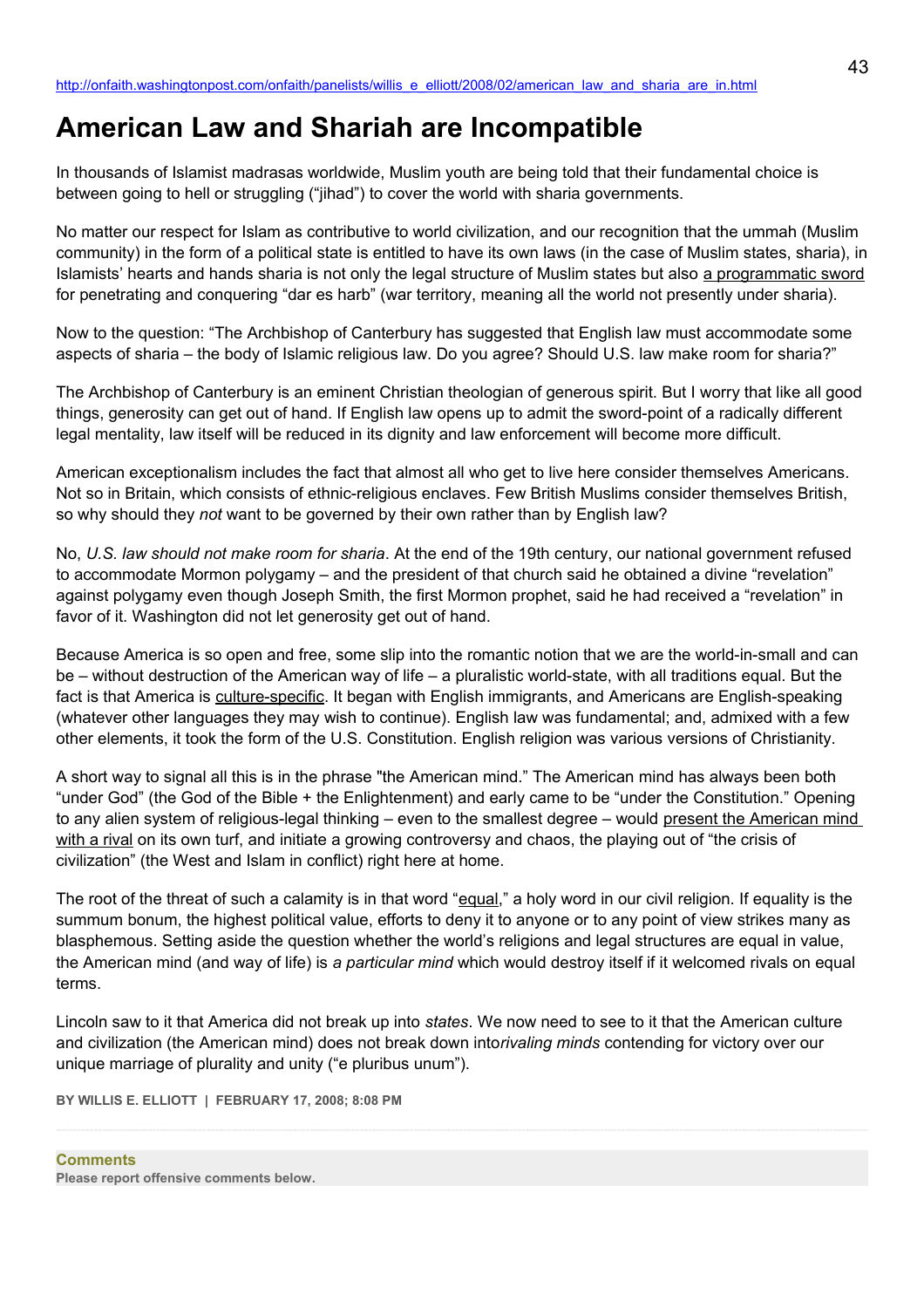http://onfaith.washingtonpost.com/onfaith/panelists/willis_e_elliott/2008/02/american_law_and_sharia_are_in.html

# American Law and Shariah are Incompatible

In thousands of Islamist madrasas worldwide, Muslim youth are being told that their fundamental choice is between going to hell or struggling ("jihad") to cover the world with sharia governments.

No matter our respect for Islam as contributive to world civilization, and our recognition that the ummah (Muslim community) in the form of a political state is entitled to have its own laws (in the case of Muslim states, sharia), in Islamists' hearts and hands sharia is not only the legal structure of Muslim states but also a programmatic sword for penetrating and conquering "dar es harb" (war territory, meaning all the world not presently under sharia).

Now to the question: "The Archbishop of Canterbury has suggested that English law must accommodate some aspects of sharia – the body of Islamic religious law. Do you agree? Should U.S. law make room for sharia?"

The Archbishop of Canterbury is an eminent Christian theologian of generous spirit. But I worry that like all good things, generosity can get out of hand. If English law opens up to admit the sword-point of a radically different legal mentality, law itself will be reduced in its dignity and law enforcement will become more difficult.

American exceptionalism includes the fact that almost all who get to live here consider themselves Americans. Not so in Britain, which consists of ethnic-religious enclaves. Few British Muslims consider themselves British, so why should they *not* want to be governed by their own rather than by English law?

No, *U.S. law should not make room for sharia*. At the end of the 19th century, our national government refused to accommodate Mormon polygamy – and the president of that church said he obtained a divine "revelation" against polygamy even though Joseph Smith, the first Mormon prophet, said he had received a "revelation" in favor of it. Washington did not let generosity get out of hand.

Because America is so open and free, some slip into the romantic notion that we are the world-in-small and can be – without destruction of the American way of life – a pluralistic world-state, with all traditions equal. But the fact is that America is culture-specific. It began with English immigrants, and Americans are English-speaking (whatever other languages they may wish to continue). English law was fundamental; and, admixed with a few other elements, it took the form of the U.S. Constitution. English religion was various versions of Christianity.

A short way to signal all this is in the phrase "the American mind." The American mind has always been both "under God" (the God of the Bible + the Enlightenment) and early came to be "under the Constitution." Opening to any alien system of religious-legal thinking – even to the smallest degree – would present the American mind with a rival on its own turf, and initiate a growing controversy and chaos, the playing out of "the crisis of civilization" (the West and Islam in conflict) right here at home.

The root of the threat of such a calamity is in that word "equal," a holy word in our civil religion. If equality is the summum bonum, the highest political value, efforts to deny it to anyone or to any point of view strikes many as blasphemous. Setting aside the question whether the world's religions and legal structures are equal in value, the American mind (and way of life) is *a particular mind* which would destroy itself if it welcomed rivals on equal terms.

Lincoln saw to it that America did not break up into *states*. We now need to see to it that the American culture and civilization (the American mind) does not break down into*rivaling minds* contending for victory over our unique marriage of plurality and unity ("e pluribus unum").

**BY WILLIS E. ELLIOTT | FEBRUARY 17, 2008; 8:08 PM**

**Comments**

**Please report offensive comments below.**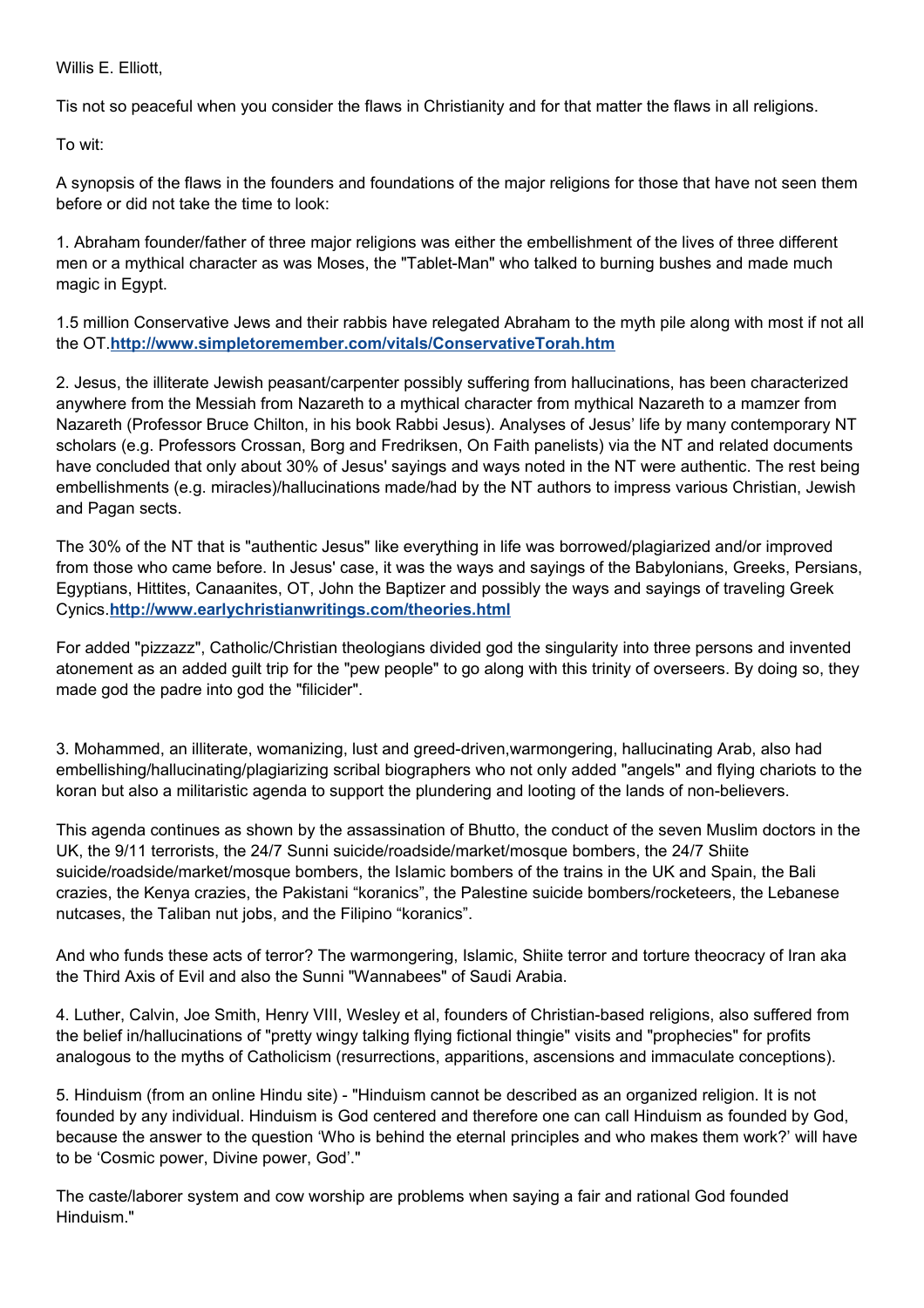Willis E. Elliott,

Tis not so peaceful when you consider the flaws in Christianity and for that matter the flaws in all religions.

To wit:

A synopsis of the flaws in the founders and foundations of the major religions for those that have not seen them before or did not take the time to look:

1. Abraham founder/father of three major religions was either the embellishment of the lives of three different men or a mythical character as was Moses, the "Tablet-Man" who talked to burning bushes and made much magic in Egypt.

1.5 million Conservative Jews and their rabbis have relegated Abraham to the myth pile along with most if not all the OT.**http://www.simpletoremember.com/vitals/ConservativeTorah.htm**

2. Jesus, the illiterate Jewish peasant/carpenter possibly suffering from hallucinations, has been characterized anywhere from the Messiah from Nazareth to a mythical character from mythical Nazareth to a mamzer from Nazareth (Professor Bruce Chilton, in his book Rabbi Jesus). Analyses of Jesus' life by many contemporary NT scholars (e.g. Professors Crossan, Borg and Fredriksen, On Faith panelists) via the NT and related documents have concluded that only about 30% of Jesus' sayings and ways noted in the NT were authentic. The rest being embellishments (e.g. miracles)/hallucinations made/had by the NT authors to impress various Christian, Jewish and Pagan sects.

The 30% of the NT that is "authentic Jesus" like everything in life was borrowed/plagiarized and/or improved from those who came before. In Jesus' case, it was the ways and sayings of the Babylonians, Greeks, Persians, Egyptians, Hittites, Canaanites, OT, John the Baptizer and possibly the ways and sayings of traveling Greek Cynics.**http://www.earlychristianwritings.com/theories.html**

For added "pizzazz", Catholic/Christian theologians divided god the singularity into three persons and invented atonement as an added guilt trip for the "pew people" to go along with this trinity of overseers. By doing so, they made god the padre into god the "filicider".

3. Mohammed, an illiterate, womanizing, lust and greed-driven,warmongering, hallucinating Arab, also had embellishing/hallucinating/plagiarizing scribal biographers who not only added "angels" and flying chariots to the koran but also a militaristic agenda to support the plundering and looting of the lands of non-believers.

This agenda continues as shown by the assassination of Bhutto, the conduct of the seven Muslim doctors in the UK, the 9/11 terrorists, the 24/7 Sunni suicide/roadside/market/mosque bombers, the 24/7 Shiite suicide/roadside/market/mosque bombers, the Islamic bombers of the trains in the UK and Spain, the Bali crazies, the Kenya crazies, the Pakistani "koranics", the Palestine suicide bombers/rocketeers, the Lebanese nutcases, the Taliban nut jobs, and the Filipino "koranics".

And who funds these acts of terror? The warmongering, Islamic, Shiite terror and torture theocracy of Iran aka the Third Axis of Evil and also the Sunni "Wannabees" of Saudi Arabia.

4. Luther, Calvin, Joe Smith, Henry VIII, Wesley et al, founders of Christian-based religions, also suffered from the belief in/hallucinations of "pretty wingy talking flying fictional thingie" visits and "prophecies" for profits analogous to the myths of Catholicism (resurrections, apparitions, ascensions and immaculate conceptions).

5. Hinduism (from an online Hindu site) - "Hinduism cannot be described as an organized religion. It is not founded by any individual. Hinduism is God centered and therefore one can call Hinduism as founded by God, because the answer to the question 'Who is behind the eternal principles and who makes them work?' will have to be 'Cosmic power, Divine power, God'."

The caste/laborer system and cow worship are problems when saying a fair and rational God founded Hinduism."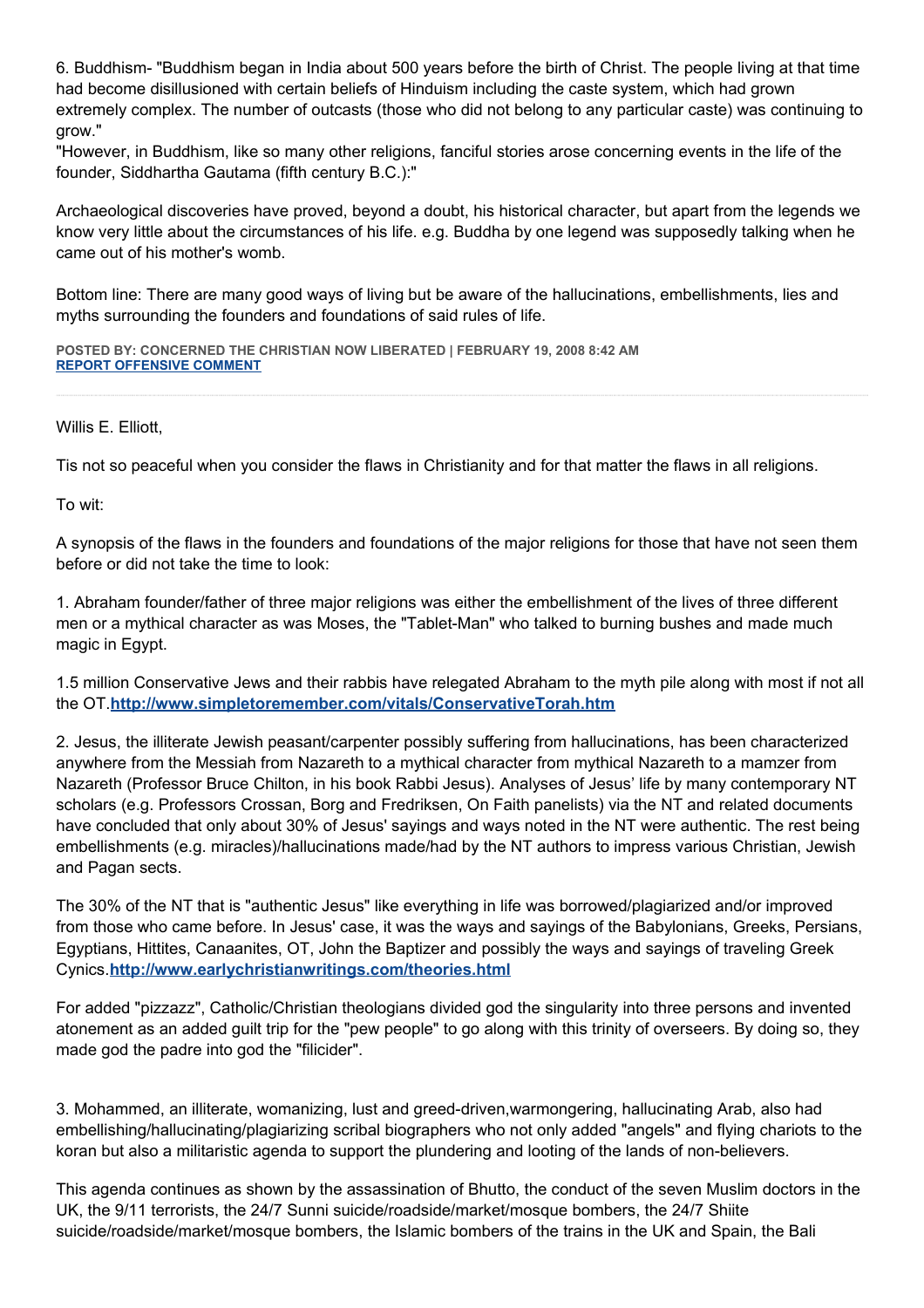6. Buddhism- "Buddhism began in India about 500 years before the birth of Christ. The people living at that time had become disillusioned with certain beliefs of Hinduism including the caste system, which had grown extremely complex. The number of outcasts (those who did not belong to any particular caste) was continuing to grow."

"However, in Buddhism, like so many other religions, fanciful stories arose concerning events in the life of the founder, Siddhartha Gautama (fifth century B.C.):"

Archaeological discoveries have proved, beyond a doubt, his historical character, but apart from the legends we know very little about the circumstances of his life. e.g. Buddha by one legend was supposedly talking when he came out of his mother's womb.

Bottom line: There are many good ways of living but be aware of the hallucinations, embellishments, lies and myths surrounding the founders and foundations of said rules of life.

**POSTED BY: CONCERNED THE CHRISTIAN NOW LIBERATED | FEBRUARY 19, 2008 8:42 AM**
**REPORT OFFENSIVE COMMENT**

---

Willis E. Elliott,

Tis not so peaceful when you consider the flaws in Christianity and for that matter the flaws in all religions.

To wit:

A synopsis of the flaws in the founders and foundations of the major religions for those that have not seen them before or did not take the time to look:

1. Abraham founder/father of three major religions was either the embellishment of the lives of three different men or a mythical character as was Moses, the "Tablet-Man" who talked to burning bushes and made much magic in Egypt.

1.5 million Conservative Jews and their rabbis have relegated Abraham to the myth pile along with most if not all the OT.**http://www.simpletoremember.com/vitals/ConservativeTorah.htm**

2. Jesus, the illiterate Jewish peasant/carpenter possibly suffering from hallucinations, has been characterized anywhere from the Messiah from Nazareth to a mythical character from mythical Nazareth to a mamzer from Nazareth (Professor Bruce Chilton, in his book Rabbi Jesus). Analyses of Jesus' life by many contemporary NT scholars (e.g. Professors Crossan, Borg and Fredriksen, On Faith panelists) via the NT and related documents have concluded that only about 30% of Jesus' sayings and ways noted in the NT were authentic. The rest being embellishments (e.g. miracles)/hallucinations made/had by the NT authors to impress various Christian, Jewish and Pagan sects.

The 30% of the NT that is "authentic Jesus" like everything in life was borrowed/plagiarized and/or improved from those who came before. In Jesus' case, it was the ways and sayings of the Babylonians, Greeks, Persians, Egyptians, Hittites, Canaanites, OT, John the Baptizer and possibly the ways and sayings of traveling Greek Cynics.**http://www.earlychristianwritings.com/theories.html**

For added "pizzazz", Catholic/Christian theologians divided god the singularity into three persons and invented atonement as an added guilt trip for the "pew people" to go along with this trinity of overseers. By doing so, they made god the padre into god the "filicider".

3. Mohammed, an illiterate, womanizing, lust and greed-driven,warmongering, hallucinating Arab, also had embellishing/hallucinating/plagiarizing scribal biographers who not only added "angels" and flying chariots to the koran but also a militaristic agenda to support the plundering and looting of the lands of non-believers.

This agenda continues as shown by the assassination of Bhutto, the conduct of the seven Muslim doctors in the UK, the 9/11 terrorists, the 24/7 Sunni suicide/roadside/market/mosque bombers, the 24/7 Shiite suicide/roadside/market/mosque bombers, the Islamic bombers of the trains in the UK and Spain, the Bali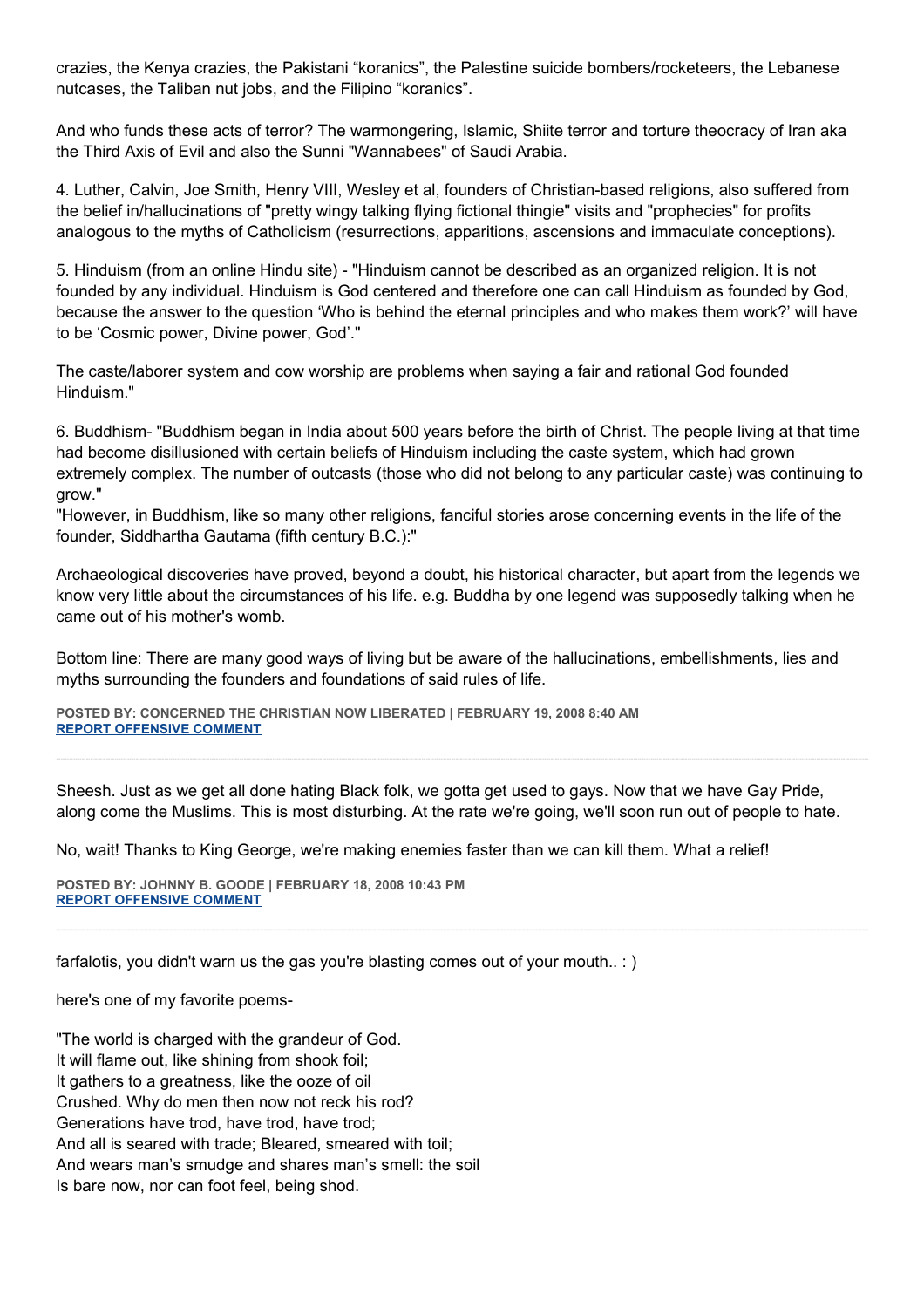crazies, the Kenya crazies, the Pakistani “koranics”, the Palestine suicide bombers/rocketeers, the Lebanese nutcases, the Taliban nut jobs, and the Filipino “koranics”.

And who funds these acts of terror? The warmongering, Islamic, Shiite terror and torture theocracy of Iran aka the Third Axis of Evil and also the Sunni "Wannabees" of Saudi Arabia.

4. Luther, Calvin, Joe Smith, Henry VIII, Wesley et al, founders of Christian-based religions, also suffered from the belief in/hallucinations of "pretty wingy talking flying fictional thingie" visits and "prophecies" for profits analogous to the myths of Catholicism (resurrections, apparitions, ascensions and immaculate conceptions).

5. Hinduism (from an online Hindu site) - "Hinduism cannot be described as an organized religion. It is not founded by any individual. Hinduism is God centered and therefore one can call Hinduism as founded by God, because the answer to the question ‘Who is behind the eternal principles and who makes them work?’ will have to be ‘Cosmic power, Divine power, God’."

The caste/laborer system and cow worship are problems when saying a fair and rational God founded Hinduism."

6. Buddhism- "Buddhism began in India about 500 years before the birth of Christ. The people living at that time had become disillusioned with certain beliefs of Hinduism including the caste system, which had grown extremely complex. The number of outcasts (those who did not belong to any particular caste) was continuing to grow."
"However, in Buddhism, like so many other religions, fanciful stories arose concerning events in the life of the founder, Siddhartha Gautama (fifth century B.C.):"

Archaeological discoveries have proved, beyond a doubt, his historical character, but apart from the legends we know very little about the circumstances of his life. e.g. Buddha by one legend was supposedly talking when he came out of his mother's womb.

Bottom line: There are many good ways of living but be aware of the hallucinations, embellishments, lies and myths surrounding the founders and foundations of said rules of life.

**POSTED BY: CONCERNED THE CHRISTIAN NOW LIBERATED | FEBRUARY 19, 2008 8:40 AM**
**REPORT OFFENSIVE COMMENT**

---

Sheesh. Just as we get all done hating Black folk, we gotta get used to gays. Now that we have Gay Pride, along come the Muslims. This is most disturbing. At the rate we're going, we'll soon run out of people to hate.

No, wait! Thanks to King George, we're making enemies faster than we can kill them. What a relief!

**POSTED BY: JOHNNY B. GOODE | FEBRUARY 18, 2008 10:43 PM**
**REPORT OFFENSIVE COMMENT**

---

farfalotis, you didn't warn us the gas you're blasting comes out of your mouth.. : )

here's one of my favorite poems-

"The world is charged with the grandeur of God.
It will flame out, like shining from shook foil;
It gathers to a greatness, like the ooze of oil
Crushed. Why do men then now not reck his rod?
Generations have trod, have trod, have trod;
And all is seared with trade; Bleared, smeared with toil;
And wears man’s smudge and shares man’s smell: the soil
Is bare now, nor can foot feel, being shod.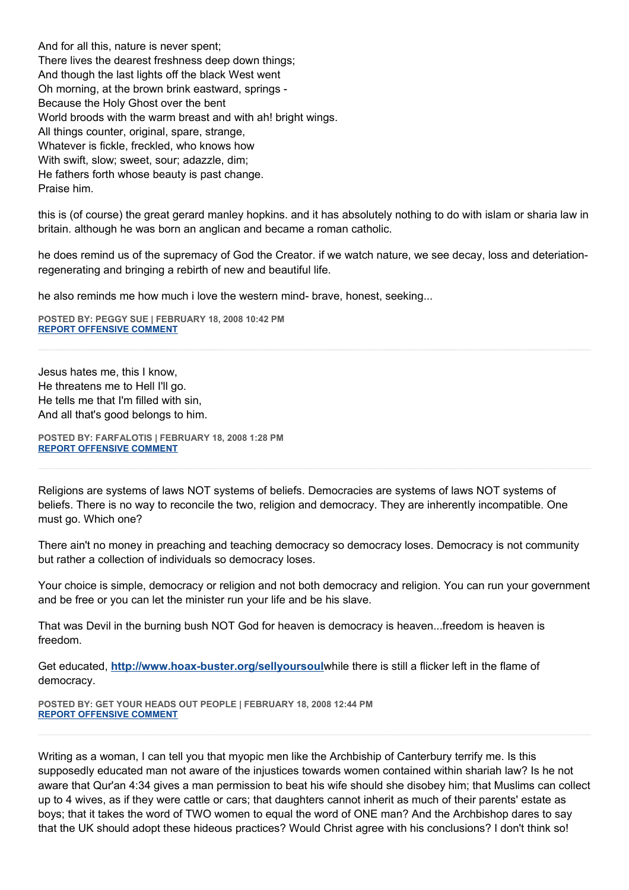And for all this, nature is never spent;
There lives the dearest freshness deep down things;
And though the last lights off the black West went
Oh morning, at the brown brink eastward, springs -
Because the Holy Ghost over the bent
World broods with the warm breast and with ah! bright wings.
All things counter, original, spare, strange,
Whatever is fickle, freckled, who knows how
With swift, slow; sweet, sour; adazzle, dim;
He fathers forth whose beauty is past change.
Praise him.

this is (of course) the great gerard manley hopkins. and it has absolutely nothing to do with islam or sharia law in britain. although he was born an anglican and became a roman catholic.

he does remind us of the supremacy of God the Creator. if we watch nature, we see decay, loss and deteriation- regenerating and bringing a rebirth of new and beautiful life.

he also reminds me how much i love the western mind- brave, honest, seeking...

**POSTED BY: PEGGY SUE | FEBRUARY 18, 2008 10:42 PM**
**REPORT OFFENSIVE COMMENT**

---

Jesus hates me, this I know,
He threatens me to Hell I'll go.
He tells me that I'm filled with sin,
And all that's good belongs to him.

**POSTED BY: FARFALOTIS | FEBRUARY 18, 2008 1:28 PM**
**REPORT OFFENSIVE COMMENT**

---

Religions are systems of laws NOT systems of beliefs. Democracies are systems of laws NOT systems of beliefs. There is no way to reconcile the two, religion and democracy. They are inherently incompatible. One must go. Which one?

There ain't no money in preaching and teaching democracy so democracy loses. Democracy is not community but rather a collection of individuals so democracy loses.

Your choice is simple, democracy or religion and not both democracy and religion. You can run your government and be free or you can let the minister run your life and be his slave.

That was Devil in the burning bush NOT God for heaven is democracy is heaven...freedom is heaven is freedom.

Get educated, **http://www.hoax-buster.org/sellyoursoul**while there is still a flicker left in the flame of democracy.

**POSTED BY: GET YOUR HEADS OUT PEOPLE | FEBRUARY 18, 2008 12:44 PM**
**REPORT OFFENSIVE COMMENT**

---

Writing as a woman, I can tell you that myopic men like the Archbiship of Canterbury terrify me. Is this supposedly educated man not aware of the injustices towards women contained within shariah law? Is he not aware that Qur'an 4:34 gives a man permission to beat his wife should she disobey him; that Muslims can collect up to 4 wives, as if they were cattle or cars; that daughters cannot inherit as much of their parents' estate as boys; that it takes the word of TWO women to equal the word of ONE man? And the Archbishop dares to say that the UK should adopt these hideous practices? Would Christ agree with his conclusions? I don't think so!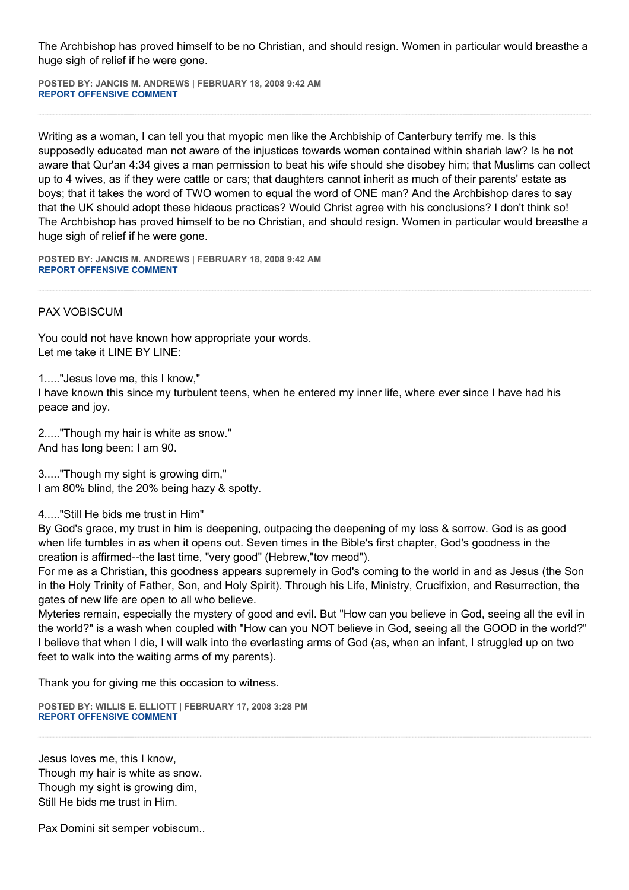The Archbishop has proved himself to be no Christian, and should resign. Women in particular would breasthe a huge sigh of relief if he were gone.

**POSTED BY: JANCIS M. ANDREWS | FEBRUARY 18, 2008 9:42 AM**
**REPORT OFFENSIVE COMMENT**

---

Writing as a woman, I can tell you that myopic men like the Archbiship of Canterbury terrify me. Is this supposedly educated man not aware of the injustices towards women contained within shariah law? Is he not aware that Qur'an 4:34 gives a man permission to beat his wife should she disobey him; that Muslims can collect up to 4 wives, as if they were cattle or cars; that daughters cannot inherit as much of their parents' estate as boys; that it takes the word of TWO women to equal the word of ONE man? And the Archbishop dares to say that the UK should adopt these hideous practices? Would Christ agree with his conclusions? I don't think so! The Archbishop has proved himself to be no Christian, and should resign. Women in particular would breasthe a huge sigh of relief if he were gone.

**POSTED BY: JANCIS M. ANDREWS | FEBRUARY 18, 2008 9:42 AM**
**REPORT OFFENSIVE COMMENT**

---

PAX VOBISCUM

You could not have known how appropriate your words.
Let me take it LINE BY LINE:

1....."Jesus love me, this I know,"
I have known this since my turbulent teens, when he entered my inner life, where ever since I have had his peace and joy.

2....."Though my hair is white as snow."
And has long been: I am 90.

3....."Though my sight is growing dim,"
I am 80% blind, the 20% being hazy & spotty.

4....."Still He bids me trust in Him"
By God's grace, my trust in him is deepening, outpacing the deepening of my loss & sorrow. God is as good when life tumbles in as when it opens out. Seven times in the Bible's first chapter, God's goodness in the creation is affirmed--the last time, "very good" (Hebrew,"tov meod").
For me as a Christian, this goodness appears supremely in God's coming to the world in and as Jesus (the Son in the Holy Trinity of Father, Son, and Holy Spirit). Through his Life, Ministry, Crucifixion, and Resurrection, the gates of new life are open to all who believe.
Myteries remain, especially the mystery of good and evil. But "How can you believe in God, seeing all the evil in the world?" is a wash when coupled with "How can you NOT believe in God, seeing all the GOOD in the world?" I believe that when I die, I will walk into the everlasting arms of God (as, when an infant, I struggled up on two feet to walk into the waiting arms of my parents).

Thank you for giving me this occasion to witness.

**POSTED BY: WILLIS E. ELLIOTT | FEBRUARY 17, 2008 3:28 PM**
**REPORT OFFENSIVE COMMENT**

---

Jesus loves me, this I know,
Though my hair is white as snow.
Though my sight is growing dim,
Still He bids me trust in Him.

Pax Domini sit semper vobiscum..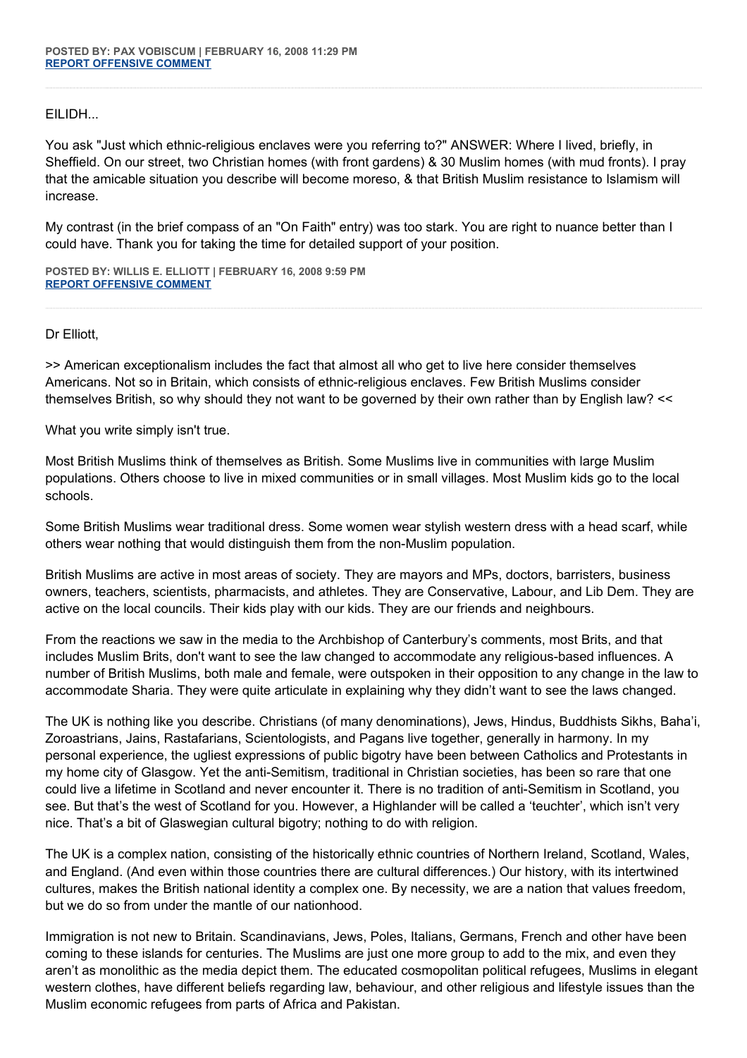**POSTED BY: PAX VOBISCUM | FEBRUARY 16, 2008 11:29 PM**
**[REPORT OFFENSIVE COMMENT](#)**

---

EILIDH...

You ask "Just which ethnic-religious enclaves were you referring to?" ANSWER: Where I lived, briefly, in Sheffield. On our street, two Christian homes (with front gardens) & 30 Muslim homes (with mud fronts). I pray that the amicable situation you describe will become moreso, & that British Muslim resistance to Islamism will increase.

My contrast (in the brief compass of an "On Faith" entry) was too stark. You are right to nuance better than I could have. Thank you for taking the time for detailed support of your position.

**POSTED BY: WILLIS E. ELLIOTT | FEBRUARY 16, 2008 9:59 PM**
**[REPORT OFFENSIVE COMMENT](#)**

---

Dr Elliott,

>> American exceptionalism includes the fact that almost all who get to live here consider themselves Americans. Not so in Britain, which consists of ethnic-religious enclaves. Few British Muslims consider themselves British, so why should they not want to be governed by their own rather than by English law? <<

What you write simply isn't true.

Most British Muslims think of themselves as British. Some Muslims live in communities with large Muslim populations. Others choose to live in mixed communities or in small villages. Most Muslim kids go to the local schools.

Some British Muslims wear traditional dress. Some women wear stylish western dress with a head scarf, while others wear nothing that would distinguish them from the non-Muslim population.

British Muslims are active in most areas of society. They are mayors and MPs, doctors, barristers, business owners, teachers, scientists, pharmacists, and athletes. They are Conservative, Labour, and Lib Dem. They are active on the local councils. Their kids play with our kids. They are our friends and neighbours.

From the reactions we saw in the media to the Archbishop of Canterbury's comments, most Brits, and that includes Muslim Brits, don't want to see the law changed to accommodate any religious-based influences. A number of British Muslims, both male and female, were outspoken in their opposition to any change in the law to accommodate Sharia. They were quite articulate in explaining why they didn't want to see the laws changed.

The UK is nothing like you describe. Christians (of many denominations), Jews, Hindus, Buddhists Sikhs, Baha'i, Zoroastrians, Jains, Rastafarians, Scientologists, and Pagans live together, generally in harmony. In my personal experience, the ugliest expressions of public bigotry have been between Catholics and Protestants in my home city of Glasgow. Yet the anti-Semitism, traditional in Christian societies, has been so rare that one could live a lifetime in Scotland and never encounter it. There is no tradition of anti-Semitism in Scotland, you see. But that's the west of Scotland for you. However, a Highlander will be called a 'teuchter', which isn't very nice. That's a bit of Glaswegian cultural bigotry; nothing to do with religion.

The UK is a complex nation, consisting of the historically ethnic countries of Northern Ireland, Scotland, Wales, and England. (And even within those countries there are cultural differences.) Our history, with its intertwined cultures, makes the British national identity a complex one. By necessity, we are a nation that values freedom, but we do so from under the mantle of our nationhood.

Immigration is not new to Britain. Scandinavians, Jews, Poles, Italians, Germans, French and other have been coming to these islands for centuries. The Muslims are just one more group to add to the mix, and even they aren't as monolithic as the media depict them. The educated cosmopolitan political refugees, Muslims in elegant western clothes, have different beliefs regarding law, behaviour, and other religious and lifestyle issues than the Muslim economic refugees from parts of Africa and Pakistan.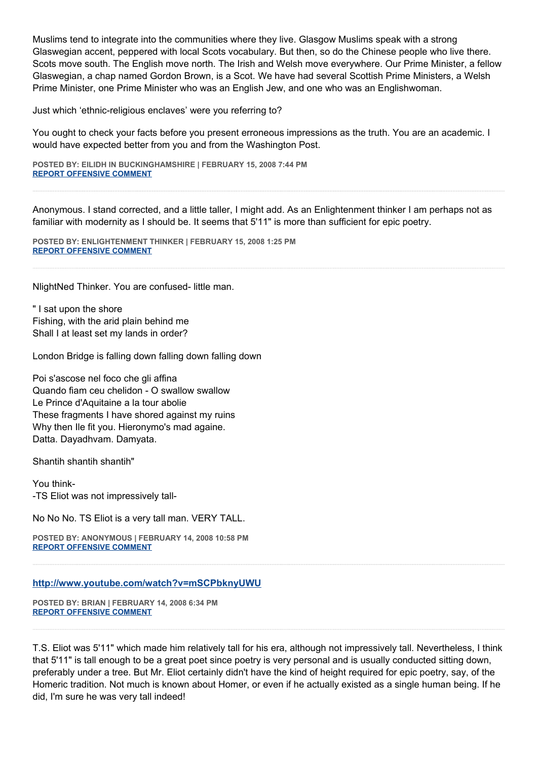Muslims tend to integrate into the communities where they live. Glasgow Muslims speak with a strong Glaswegian accent, peppered with local Scots vocabulary. But then, so do the Chinese people who live there. Scots move south. The English move north. The Irish and Welsh move everywhere. Our Prime Minister, a fellow Glaswegian, a chap named Gordon Brown, is a Scot. We have had several Scottish Prime Ministers, a Welsh Prime Minister, one Prime Minister who was an English Jew, and one who was an Englishwoman.

Just which 'ethnic-religious enclaves' were you referring to?

You ought to check your facts before you present erroneous impressions as the truth. You are an academic. I would have expected better from you and from the Washington Post.

**POSTED BY: EILIDH IN BUCKINGHAMSHIRE | FEBRUARY 15, 2008 7:44 PM**
**REPORT OFFENSIVE COMMENT**

---

Anonymous. I stand corrected, and a little taller, I might add. As an Enlightenment thinker I am perhaps not as familiar with modernity as I should be. It seems that 5'11" is more than sufficient for epic poetry.

**POSTED BY: ENLIGHTENMENT THINKER | FEBRUARY 15, 2008 1:25 PM**
**REPORT OFFENSIVE COMMENT**

---

NlightNed Thinker. You are confused- little man.

" I sat upon the shore
Fishing, with the arid plain behind me
Shall I at least set my lands in order?

London Bridge is falling down falling down falling down

Poi s'ascose nel foco che gli affina
Quando fiam ceu chelidon - O swallow swallow
Le Prince d'Aquitaine a la tour abolie
These fragments I have shored against my ruins
Why then Ile fit you. Hieronymo's mad againe.
Datta. Dayadhvam. Damyata.

Shantih shantih shantih"

You think-
-TS Eliot was not impressively tall-

No No No. TS Eliot is a very tall man. VERY TALL.

**POSTED BY: ANONYMOUS | FEBRUARY 14, 2008 10:58 PM**
**REPORT OFFENSIVE COMMENT**

---

**http://www.youtube.com/watch?v=mSCPbknyUWU**

**POSTED BY: BRIAN | FEBRUARY 14, 2008 6:34 PM**
**REPORT OFFENSIVE COMMENT**

---

T.S. Eliot was 5'11" which made him relatively tall for his era, although not impressively tall. Nevertheless, I think that 5'11" is tall enough to be a great poet since poetry is very personal and is usually conducted sitting down, preferably under a tree. But Mr. Eliot certainly didn't have the kind of height required for epic poetry, say, of the Homeric tradition. Not much is known about Homer, or even if he actually existed as a single human being. If he did, I'm sure he was very tall indeed!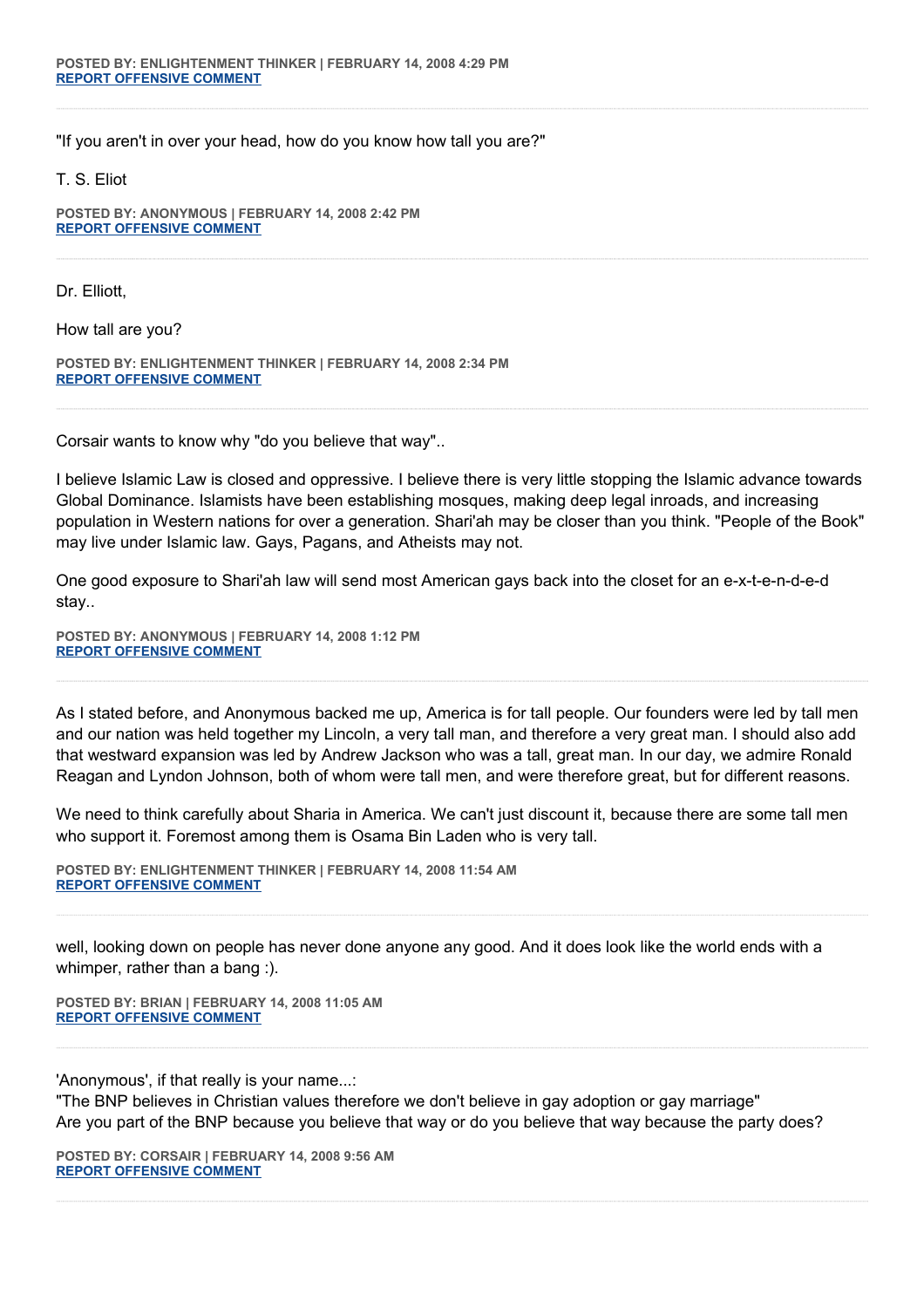**POSTED BY: ENLIGHTENMENT THINKER | FEBRUARY 14, 2008 4:29 PM**
[REPORT OFFENSIVE COMMENT](#)

---

"If you aren't in over your head, how do you know how tall you are?"

T. S. Eliot

**POSTED BY: ANONYMOUS | FEBRUARY 14, 2008 2:42 PM**
[REPORT OFFENSIVE COMMENT](#)

---

Dr. Elliott,

How tall are you?

**POSTED BY: ENLIGHTENMENT THINKER | FEBRUARY 14, 2008 2:34 PM**
[REPORT OFFENSIVE COMMENT](#)

---

Corsair wants to know why "do you believe that way"..

I believe Islamic Law is closed and oppressive. I believe there is very little stopping the Islamic advance towards Global Dominance. Islamists have been establishing mosques, making deep legal inroads, and increasing population in Western nations for over a generation. Shari'ah may be closer than you think. "People of the Book" may live under Islamic law. Gays, Pagans, and Atheists may not.

One good exposure to Shari'ah law will send most American gays back into the closet for an e-x-t-e-n-d-e-d stay..

**POSTED BY: ANONYMOUS | FEBRUARY 14, 2008 1:12 PM**
[REPORT OFFENSIVE COMMENT](#)

---

As I stated before, and Anonymous backed me up, America is for tall people. Our founders were led by tall men and our nation was held together my Lincoln, a very tall man, and therefore a very great man. I should also add that westward expansion was led by Andrew Jackson who was a tall, great man. In our day, we admire Ronald Reagan and Lyndon Johnson, both of whom were tall men, and were therefore great, but for different reasons.

We need to think carefully about Sharia in America. We can't just discount it, because there are some tall men who support it. Foremost among them is Osama Bin Laden who is very tall.

**POSTED BY: ENLIGHTENMENT THINKER | FEBRUARY 14, 2008 11:54 AM**
[REPORT OFFENSIVE COMMENT](#)

---

well, looking down on people has never done anyone any good. And it does look like the world ends with a whimper, rather than a bang :).

**POSTED BY: BRIAN | FEBRUARY 14, 2008 11:05 AM**
[REPORT OFFENSIVE COMMENT](#)

---

'Anonymous', if that really is your name...:
"The BNP believes in Christian values therefore we don't believe in gay adoption or gay marriage"
Are you part of the BNP because you believe that way or do you believe that way because the party does?

**POSTED BY: CORSAIR | FEBRUARY 14, 2008 9:56 AM**
[REPORT OFFENSIVE COMMENT](#)

---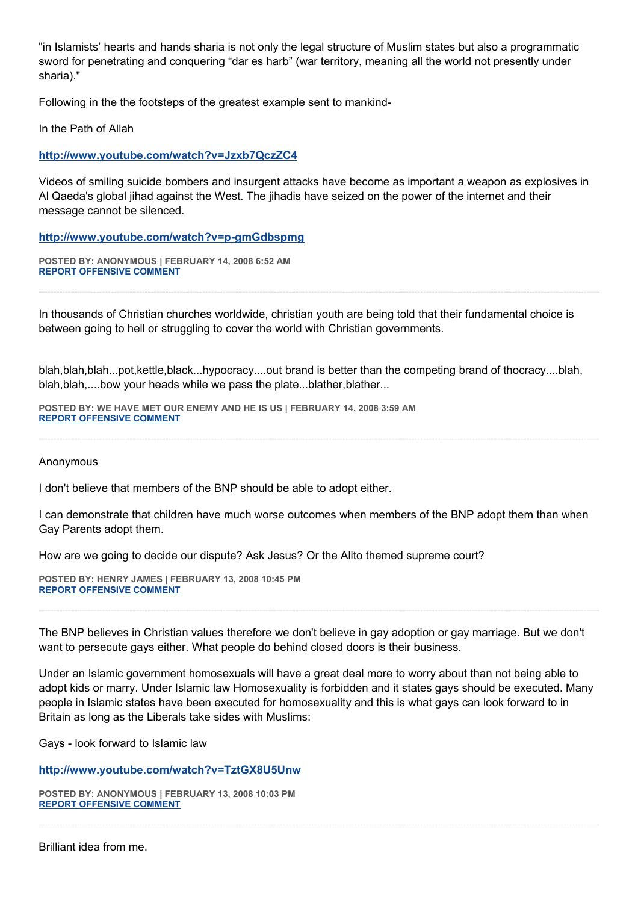"in Islamists' hearts and hands sharia is not only the legal structure of Muslim states but also a programmatic sword for penetrating and conquering "dar es harb" (war territory, meaning all the world not presently under sharia)."

Following in the the footsteps of the greatest example sent to mankind-

In the Path of Allah

**http://www.youtube.com/watch?v=Jzxb7QczZC4**

Videos of smiling suicide bombers and insurgent attacks have become as important a weapon as explosives in Al Qaeda's global jihad against the West. The jihadis have seized on the power of the internet and their message cannot be silenced.

**http://www.youtube.com/watch?v=p-gmGdbspmg**

**POSTED BY: ANONYMOUS | FEBRUARY 14, 2008 6:52 AM**
**REPORT OFFENSIVE COMMENT**

---

In thousands of Christian churches worldwide, christian youth are being told that their fundamental choice is between going to hell or struggling to cover the world with Christian governments.

blah,blah,blah...pot,kettle,black...hypocracy....out brand is better than the competing brand of thocracy....blah, blah,blah,....bow your heads while we pass the plate...blather,blather...

**POSTED BY: WE HAVE MET OUR ENEMY AND HE IS US | FEBRUARY 14, 2008 3:59 AM**
**REPORT OFFENSIVE COMMENT**

---

Anonymous

I don't believe that members of the BNP should be able to adopt either.

I can demonstrate that children have much worse outcomes when members of the BNP adopt them than when Gay Parents adopt them.

How are we going to decide our dispute? Ask Jesus? Or the Alito themed supreme court?

**POSTED BY: HENRY JAMES | FEBRUARY 13, 2008 10:45 PM**
**REPORT OFFENSIVE COMMENT**

---

The BNP believes in Christian values therefore we don't believe in gay adoption or gay marriage. But we don't want to persecute gays either. What people do behind closed doors is their business.

Under an Islamic government homosexuals will have a great deal more to worry about than not being able to adopt kids or marry. Under Islamic law Homosexuality is forbidden and it states gays should be executed. Many people in Islamic states have been executed for homosexuality and this is what gays can look forward to in Britain as long as the Liberals take sides with Muslims:

Gays - look forward to Islamic law

**http://www.youtube.com/watch?v=TztGX8U5Unw**

**POSTED BY: ANONYMOUS | FEBRUARY 13, 2008 10:03 PM**
**REPORT OFFENSIVE COMMENT**

---

Brilliant idea from me.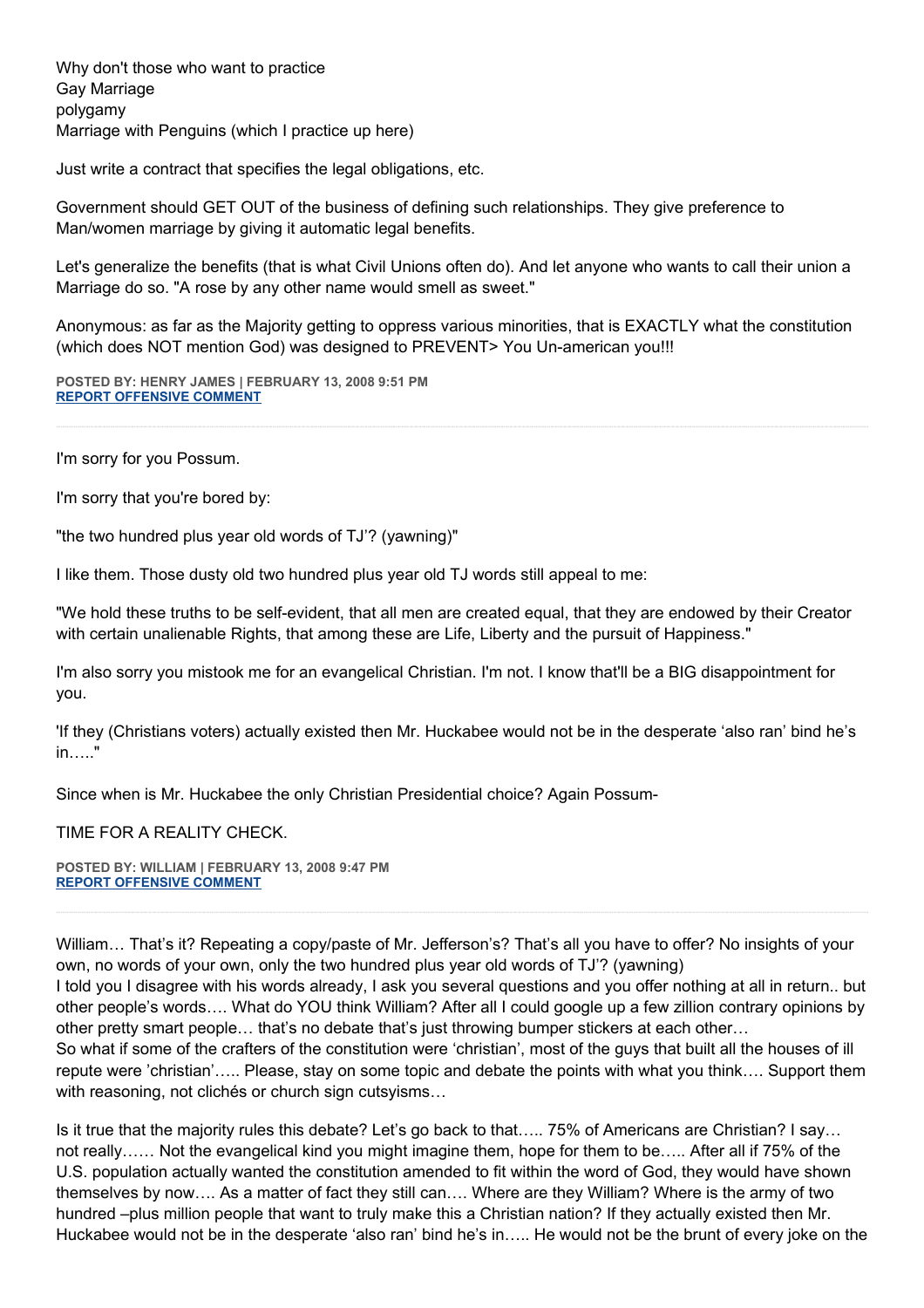Why don't those who want to practice
Gay Marriage
polygamy
Marriage with Penguins (which I practice up here)

Just write a contract that specifies the legal obligations, etc.

Government should GET OUT of the business of defining such relationships. They give preference to Man/women marriage by giving it automatic legal benefits.

Let's generalize the benefits (that is what Civil Unions often do). And let anyone who wants to call their union a Marriage do so. "A rose by any other name would smell as sweet."

Anonymous: as far as the Majority getting to oppress various minorities, that is EXACTLY what the constitution (which does NOT mention God) was designed to PREVENT> You Un-american you!!!

**POSTED BY: HENRY JAMES | FEBRUARY 13, 2008 9:51 PM**
**REPORT OFFENSIVE COMMENT**

---

I'm sorry for you Possum.

I'm sorry that you're bored by:

"the two hundred plus year old words of TJ'? (yawning)"

I like them. Those dusty old two hundred plus year old TJ words still appeal to me:

"We hold these truths to be self-evident, that all men are created equal, that they are endowed by their Creator with certain unalienable Rights, that among these are Life, Liberty and the pursuit of Happiness."

I'm also sorry you mistook me for an evangelical Christian. I'm not. I know that'll be a BIG disappointment for you.

'If they (Christians voters) actually existed then Mr. Huckabee would not be in the desperate 'also ran' bind he's in….."

Since when is Mr. Huckabee the only Christian Presidential choice? Again Possum-

TIME FOR A REALITY CHECK.

**POSTED BY: WILLIAM | FEBRUARY 13, 2008 9:47 PM**
**REPORT OFFENSIVE COMMENT**

---

William… That's it? Repeating a copy/paste of Mr. Jefferson's? That's all you have to offer? No insights of your own, no words of your own, only the two hundred plus year old words of TJ'? (yawning)
I told you I disagree with his words already, I ask you several questions and you offer nothing at all in return.. but other people's words…. What do YOU think William? After all I could google up a few zillion contrary opinions by other pretty smart people… that's no debate that's just throwing bumper stickers at each other…
So what if some of the crafters of the constitution were 'christian', most of the guys that built all the houses of ill repute were 'christian'….. Please, stay on some topic and debate the points with what you think…. Support them with reasoning, not clichés or church sign cutsyisms…

Is it true that the majority rules this debate? Let's go back to that….. 75% of Americans are Christian? I say… not really…… Not the evangelical kind you might imagine them, hope for them to be….. After all if 75% of the U.S. population actually wanted the constitution amended to fit within the word of God, they would have shown themselves by now…. As a matter of fact they still can…. Where are they William? Where is the army of two hundred –plus million people that want to truly make this a Christian nation? If they actually existed then Mr. Huckabee would not be in the desperate 'also ran' bind he's in….. He would not be the brunt of every joke on the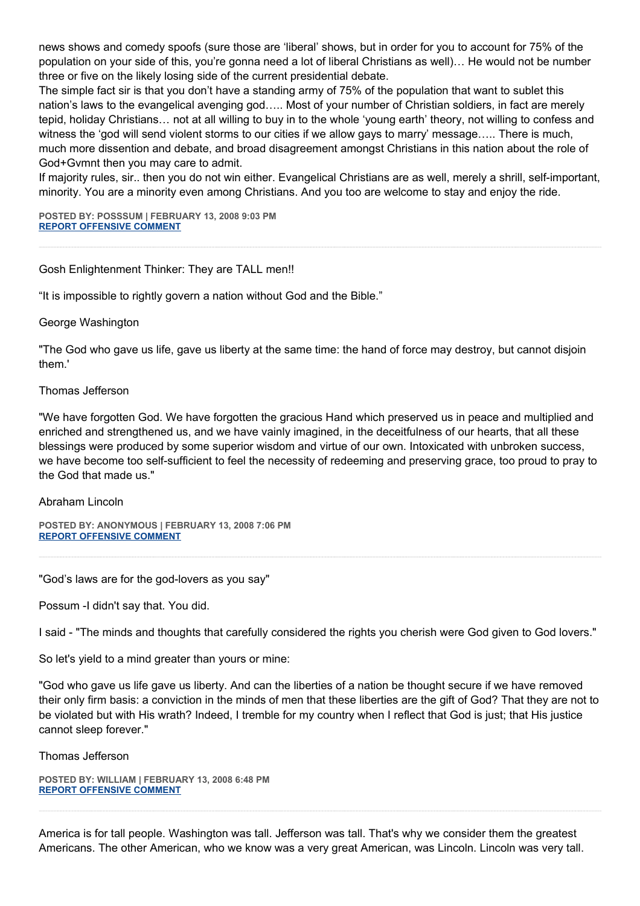news shows and comedy spoofs (sure those are 'liberal' shows, but in order for you to account for 75% of the population on your side of this, you're gonna need a lot of liberal Christians as well)… He would not be number three or five on the likely losing side of the current presidential debate.

The simple fact sir is that you don't have a standing army of 75% of the population that want to sublet this nation's laws to the evangelical avenging god….. Most of your number of Christian soldiers, in fact are merely tepid, holiday Christians… not at all willing to buy in to the whole 'young earth' theory, not willing to confess and witness the 'god will send violent storms to our cities if we allow gays to marry' message….. There is much, much more dissention and debate, and broad disagreement amongst Christians in this nation about the role of God+Gvmnt then you may care to admit.

If majority rules, sir.. then you do not win either. Evangelical Christians are as well, merely a shrill, self-important, minority. You are a minority even among Christians. And you too are welcome to stay and enjoy the ride.

**POSTED BY: POSSSUM | FEBRUARY 13, 2008 9:03 PM**
**REPORT OFFENSIVE COMMENT**

---

Gosh Enlightenment Thinker: They are TALL men!!

"It is impossible to rightly govern a nation without God and the Bible."

George Washington

"The God who gave us life, gave us liberty at the same time: the hand of force may destroy, but cannot disjoin them.'

Thomas Jefferson

"We have forgotten God. We have forgotten the gracious Hand which preserved us in peace and multiplied and enriched and strengthened us, and we have vainly imagined, in the deceitfulness of our hearts, that all these blessings were produced by some superior wisdom and virtue of our own. Intoxicated with unbroken success, we have become too self-sufficient to feel the necessity of redeeming and preserving grace, too proud to pray to the God that made us."

Abraham Lincoln

**POSTED BY: ANONYMOUS | FEBRUARY 13, 2008 7:06 PM**
**REPORT OFFENSIVE COMMENT**

---

"God's laws are for the god-lovers as you say"

Possum -I didn't say that. You did.

I said - "The minds and thoughts that carefully considered the rights you cherish were God given to God lovers."

So let's yield to a mind greater than yours or mine:

"God who gave us life gave us liberty. And can the liberties of a nation be thought secure if we have removed their only firm basis: a conviction in the minds of men that these liberties are the gift of God? That they are not to be violated but with His wrath? Indeed, I tremble for my country when I reflect that God is just; that His justice cannot sleep forever."

Thomas Jefferson

**POSTED BY: WILLIAM | FEBRUARY 13, 2008 6:48 PM**
**REPORT OFFENSIVE COMMENT**

---

America is for tall people. Washington was tall. Jefferson was tall. That's why we consider them the greatest Americans. The other American, who we know was a very great American, was Lincoln. Lincoln was very tall.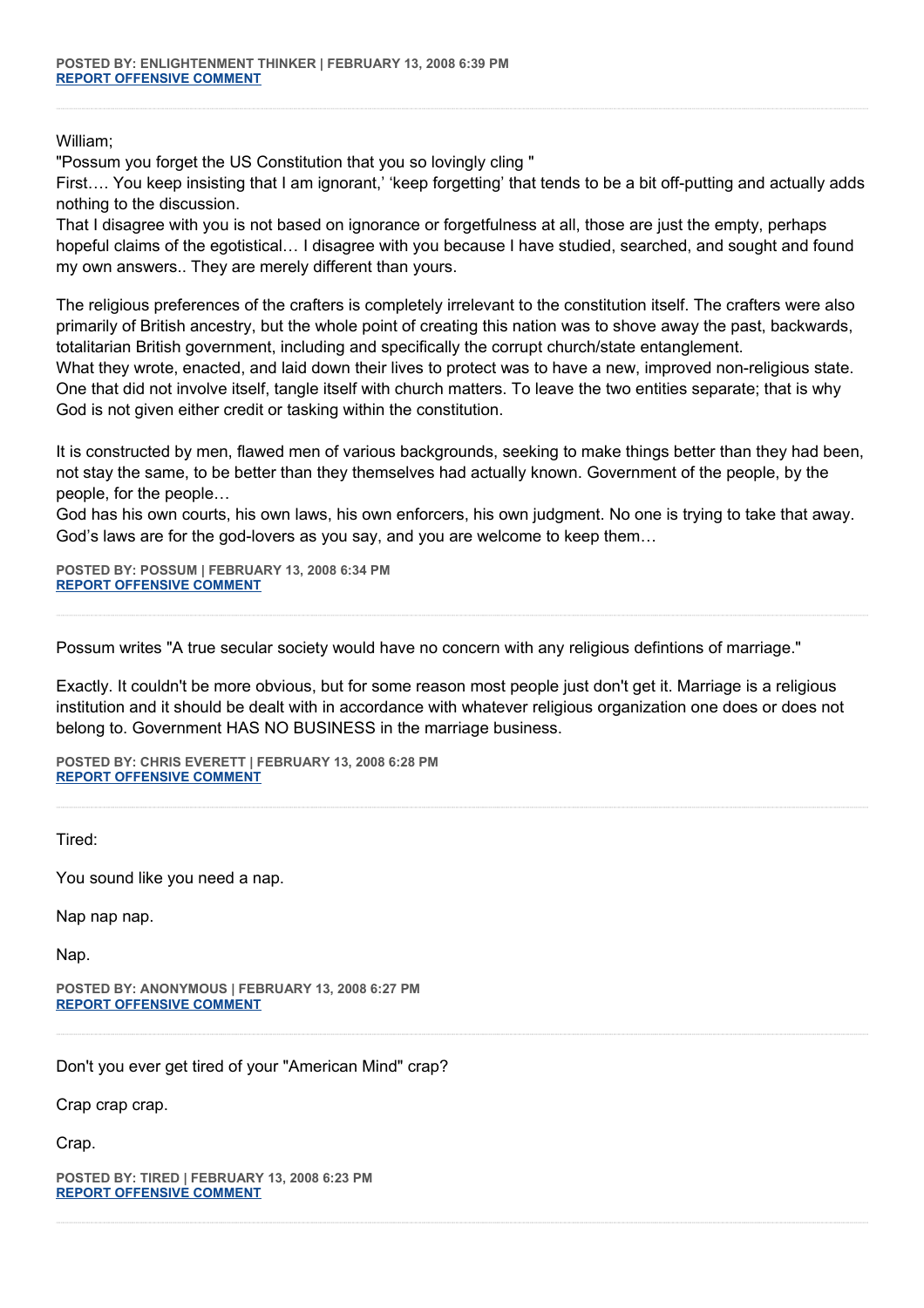**POSTED BY: ENLIGHTENMENT THINKER | FEBRUARY 13, 2008 6:39 PM**
**REPORT OFFENSIVE COMMENT**

---

William;
"Possum you forget the US Constitution that you so lovingly cling "
First…. You keep insisting that I am ignorant,' 'keep forgetting' that tends to be a bit off-putting and actually adds nothing to the discussion.
That I disagree with you is not based on ignorance or forgetfulness at all, those are just the empty, perhaps hopeful claims of the egotistical… I disagree with you because I have studied, searched, and sought and found my own answers.. They are merely different than yours.

The religious preferences of the crafters is completely irrelevant to the constitution itself. The crafters were also primarily of British ancestry, but the whole point of creating this nation was to shove away the past, backwards, totalitarian British government, including and specifically the corrupt church/state entanglement.
What they wrote, enacted, and laid down their lives to protect was to have a new, improved non-religious state. One that did not involve itself, tangle itself with church matters. To leave the two entities separate; that is why God is not given either credit or tasking within the constitution.

It is constructed by men, flawed men of various backgrounds, seeking to make things better than they had been, not stay the same, to be better than they themselves had actually known. Government of the people, by the people, for the people…
God has his own courts, his own laws, his own enforcers, his own judgment. No one is trying to take that away. God's laws are for the god-lovers as you say, and you are welcome to keep them…

**POSTED BY: POSSUM | FEBRUARY 13, 2008 6:34 PM**
**REPORT OFFENSIVE COMMENT**

---

Possum writes "A true secular society would have no concern with any religious defintions of marriage."

Exactly. It couldn't be more obvious, but for some reason most people just don't get it. Marriage is a religious institution and it should be dealt with in accordance with whatever religious organization one does or does not belong to. Government HAS NO BUSINESS in the marriage business.

**POSTED BY: CHRIS EVERETT | FEBRUARY 13, 2008 6:28 PM**
**REPORT OFFENSIVE COMMENT**

---

Tired:

You sound like you need a nap.

Nap nap nap.

Nap.

**POSTED BY: ANONYMOUS | FEBRUARY 13, 2008 6:27 PM**
**REPORT OFFENSIVE COMMENT**

---

Don't you ever get tired of your "American Mind" crap?

Crap crap crap.

Crap.

**POSTED BY: TIRED | FEBRUARY 13, 2008 6:23 PM**
**REPORT OFFENSIVE COMMENT**

---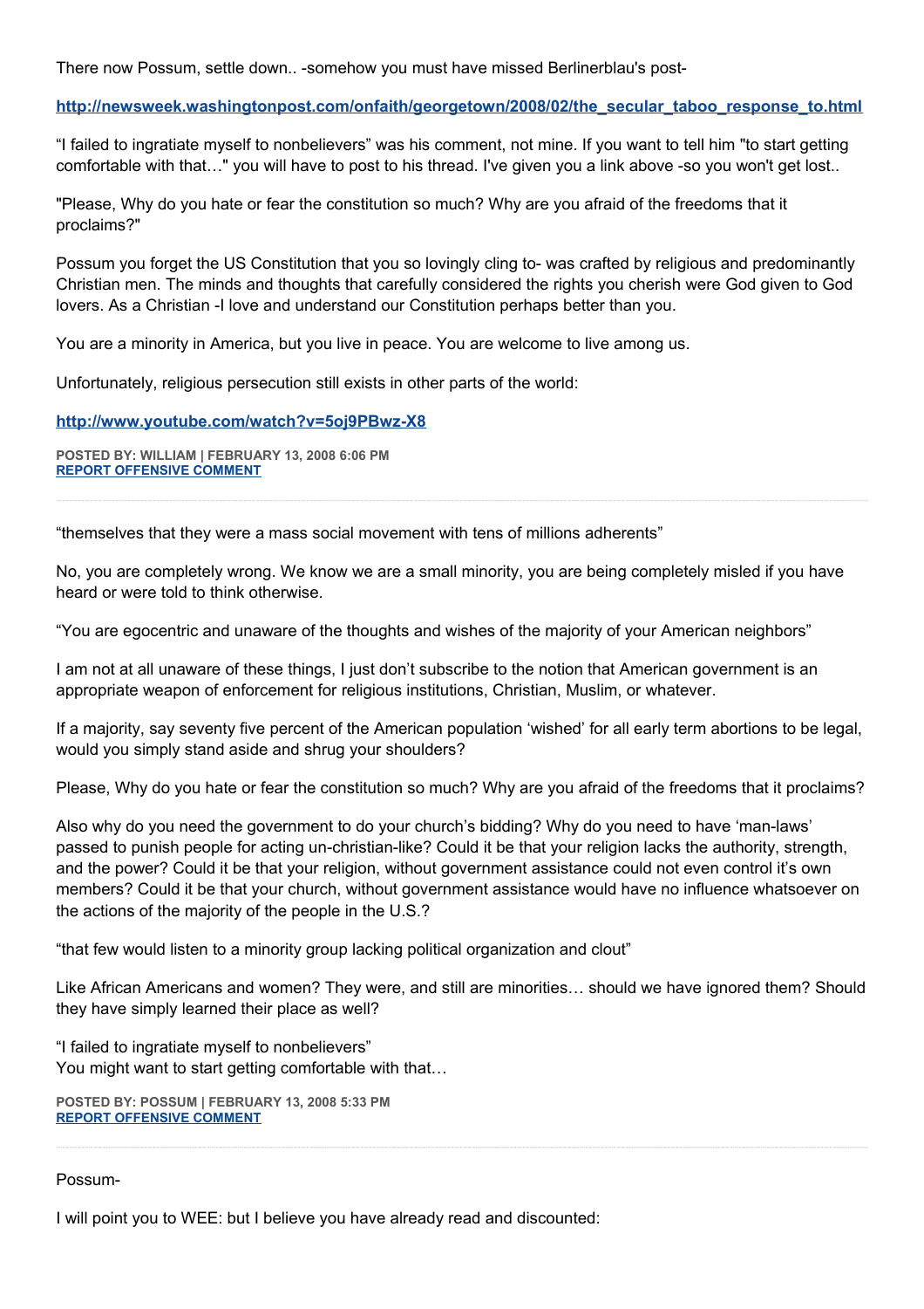There now Possum, settle down.. -somehow you must have missed Berlinerblau's post-

**http://newsweek.washingtonpost.com/onfaith/georgetown/2008/02/the_secular_taboo_response_to.html**

“I failed to ingratiate myself to nonbelievers” was his comment, not mine. If you want to tell him "to start getting comfortable with that…" you will have to post to his thread. I've given you a link above -so you won't get lost..

"Please, Why do you hate or fear the constitution so much? Why are you afraid of the freedoms that it proclaims?"

Possum you forget the US Constitution that you so lovingly cling to- was crafted by religious and predominantly Christian men. The minds and thoughts that carefully considered the rights you cherish were God given to God lovers. As a Christian -I love and understand our Constitution perhaps better than you.

You are a minority in America, but you live in peace. You are welcome to live among us.

Unfortunately, religious persecution still exists in other parts of the world:

**http://www.youtube.com/watch?v=5oj9PBwz-X8**

**POSTED BY: WILLIAM | FEBRUARY 13, 2008 6:06 PM**
**REPORT OFFENSIVE COMMENT**

---

“themselves that they were a mass social movement with tens of millions adherents”

No, you are completely wrong. We know we are a small minority, you are being completely misled if you have heard or were told to think otherwise.

“You are egocentric and unaware of the thoughts and wishes of the majority of your American neighbors”

I am not at all unaware of these things, I just don’t subscribe to the notion that American government is an appropriate weapon of enforcement for religious institutions, Christian, Muslim, or whatever.

If a majority, say seventy five percent of the American population ‘wished’ for all early term abortions to be legal, would you simply stand aside and shrug your shoulders?

Please, Why do you hate or fear the constitution so much? Why are you afraid of the freedoms that it proclaims?

Also why do you need the government to do your church’s bidding? Why do you need to have ‘man-laws’ passed to punish people for acting un-christian-like? Could it be that your religion lacks the authority, strength, and the power? Could it be that your religion, without government assistance could not even control it’s own members? Could it be that your church, without government assistance would have no influence whatsoever on the actions of the majority of the people in the U.S.?

“that few would listen to a minority group lacking political organization and clout”

Like African Americans and women? They were, and still are minorities… should we have ignored them? Should they have simply learned their place as well?

“I failed to ingratiate myself to nonbelievers”
You might want to start getting comfortable with that…

**POSTED BY: POSSUM | FEBRUARY 13, 2008 5:33 PM**
**REPORT OFFENSIVE COMMENT**

---

Possum-

I will point you to WEE: but I believe you have already read and discounted: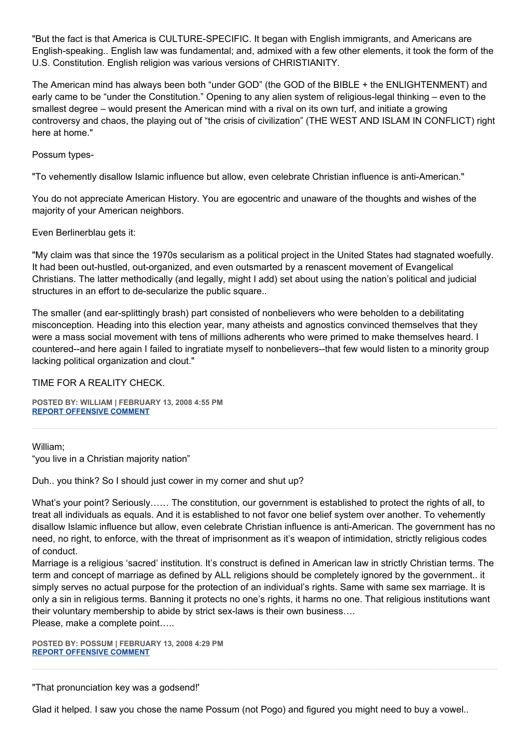"But the fact is that America is CULTURE-SPECIFIC. It began with English immigrants, and Americans are English-speaking.. English law was fundamental; and, admixed with a few other elements, it took the form of the U.S. Constitution. English religion was various versions of CHRISTIANITY.

The American mind has always been both "under GOD" (the GOD of the BIBLE + the ENLIGHTENMENT) and early came to be "under the Constitution." Opening to any alien system of religious-legal thinking – even to the smallest degree – would present the American mind with a rival on its own turf, and initiate a growing controversy and chaos, the playing out of "the crisis of civilization" (THE WEST AND ISLAM IN CONFLICT) right here at home."

Possum types-

"To vehemently disallow Islamic influence but allow, even celebrate Christian influence is anti-American."

You do not appreciate American History. You are egocentric and unaware of the thoughts and wishes of the majority of your American neighbors.

Even Berlinerblau gets it:

"My claim was that since the 1970s secularism as a political project in the United States had stagnated woefully. It had been out-hustled, out-organized, and even outsmarted by a renascent movement of Evangelical Christians. The latter methodically (and legally, might I add) set about using the nation's political and judicial structures in an effort to de-secularize the public square..

The smaller (and ear-splittingly brash) part consisted of nonbelievers who were beholden to a debilitating misconception. Heading into this election year, many atheists and agnostics convinced themselves that they were a mass social movement with tens of millions adherents who were primed to make themselves heard. I countered--and here again I failed to ingratiate myself to nonbelievers--that few would listen to a minority group lacking political organization and clout."

TIME FOR A REALITY CHECK.

**POSTED BY: WILLIAM | FEBRUARY 13, 2008 4:55 PM**
**REPORT OFFENSIVE COMMENT**

---

William;
"you live in a Christian majority nation"

Duh.. you think? So I should just cower in my corner and shut up?

What's your point? Seriously…… The constitution, our government is established to protect the rights of all, to treat all individuals as equals. And it is established to not favor one belief system over another. To vehemently disallow Islamic influence but allow, even celebrate Christian influence is anti-American. The government has no need, no right, to enforce, with the threat of imprisonment as it's weapon of intimidation, strictly religious codes of conduct.
Marriage is a religious 'sacred' institution. It's construct is defined in American law in strictly Christian terms. The term and concept of marriage as defined by ALL religions should be completely ignored by the government.. it simply serves no actual purpose for the protection of an individual's rights. Same with same sex marriage. It is only a sin in religious terms. Banning it protects no one's rights, it harms no one. That religious institutions want their voluntary membership to abide by strict sex-laws is their own business….
Please, make a complete point…..

**POSTED BY: POSSUM | FEBRUARY 13, 2008 4:29 PM**
**REPORT OFFENSIVE COMMENT**

---

"That pronunciation key was a godsend!'

Glad it helped. I saw you chose the name Possum (not Pogo) and figured you might need to buy a vowel..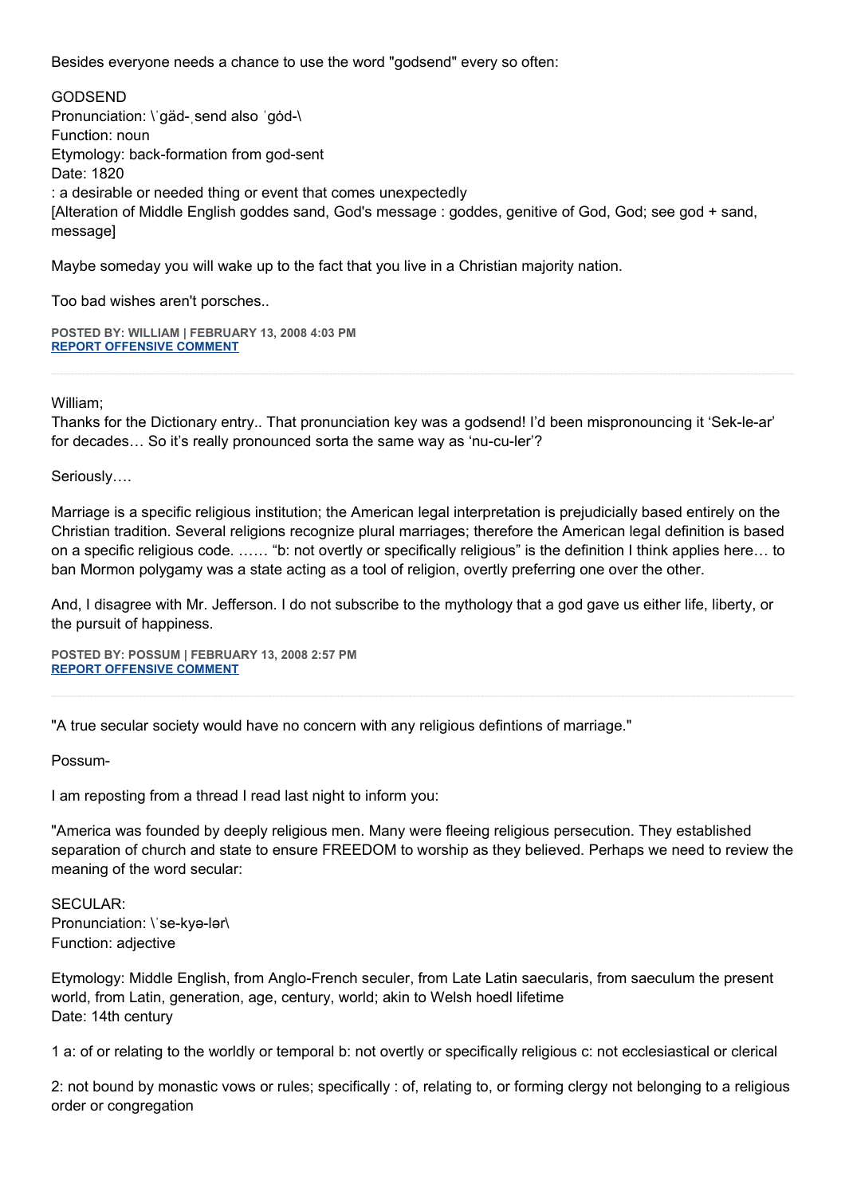Besides everyone needs a chance to use the word "godsend" every so often:

GODSEND
Pronunciation: \ˈgäd-ˌsend also ˈgȯd-\
Function: noun
Etymology: back-formation from god-sent
Date: 1820
: a desirable or needed thing or event that comes unexpectedly
[Alteration of Middle English goddes sand, God's message : goddes, genitive of God, God; see god + sand, message]

Maybe someday you will wake up to the fact that you live in a Christian majority nation.

Too bad wishes aren't porsches..

**POSTED BY: WILLIAM | FEBRUARY 13, 2008 4:03 PM**
**REPORT OFFENSIVE COMMENT**

---

William;
Thanks for the Dictionary entry.. That pronunciation key was a godsend! I'd been mispronouncing it 'Sek-le-ar' for decades… So it's really pronounced sorta the same way as 'nu-cu-ler'?

Seriously….

Marriage is a specific religious institution; the American legal interpretation is prejudicially based entirely on the Christian tradition. Several religions recognize plural marriages; therefore the American legal definition is based on a specific religious code. …… "b: not overtly or specifically religious" is the definition I think applies here… to ban Mormon polygamy was a state acting as a tool of religion, overtly preferring one over the other.

And, I disagree with Mr. Jefferson. I do not subscribe to the mythology that a god gave us either life, liberty, or the pursuit of happiness.

**POSTED BY: POSSUM | FEBRUARY 13, 2008 2:57 PM**
**REPORT OFFENSIVE COMMENT**

---

"A true secular society would have no concern with any religious defintions of marriage."

Possum-

I am reposting from a thread I read last night to inform you:

"America was founded by deeply religious men. Many were fleeing religious persecution. They established separation of church and state to ensure FREEDOM to worship as they believed. Perhaps we need to review the meaning of the word secular:

SECULAR:
Pronunciation: \ˈse-kyə-lər\
Function: adjective

Etymology: Middle English, from Anglo-French seculer, from Late Latin saecularis, from saeculum the present world, from Latin, generation, age, century, world; akin to Welsh hoedl lifetime
Date: 14th century

1 a: of or relating to the worldly or temporal b: not overtly or specifically religious c: not ecclesiastical or clerical

2: not bound by monastic vows or rules; specifically : of, relating to, or forming clergy not belonging to a religious order or congregation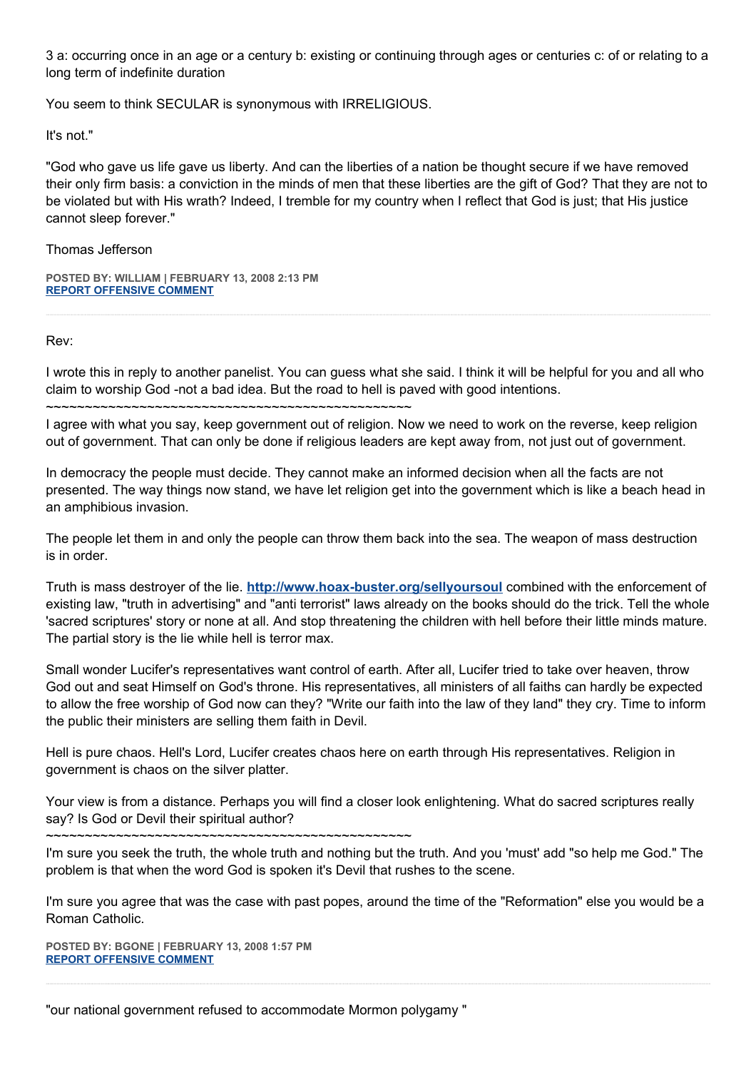3 a: occurring once in an age or a century b: existing or continuing through ages or centuries c: of or relating to a long term of indefinite duration

You seem to think SECULAR is synonymous with IRRELIGIOUS.

It's not."

"God who gave us life gave us liberty. And can the liberties of a nation be thought secure if we have removed their only firm basis: a conviction in the minds of men that these liberties are the gift of God? That they are not to be violated but with His wrath? Indeed, I tremble for my country when I reflect that God is just; that His justice cannot sleep forever."

Thomas Jefferson

**POSTED BY: WILLIAM | FEBRUARY 13, 2008 2:13 PM**
**REPORT OFFENSIVE COMMENT**

---

Rev:

I wrote this in reply to another panelist. You can guess what she said. I think it will be helpful for you and all who claim to worship God -not a bad idea. But the road to hell is paved with good intentions.
~~~~~~~~~~~~~~~~~~~~~~~~~~~~~~~~~~~~~~~~~~~~~~~~
I agree with what you say, keep government out of religion. Now we need to work on the reverse, keep religion out of government. That can only be done if religious leaders are kept away from, not just out of government.

In democracy the people must decide. They cannot make an informed decision when all the facts are not presented. The way things now stand, we have let religion get into the government which is like a beach head in an amphibious invasion.

The people let them in and only the people can throw them back into the sea. The weapon of mass destruction is in order.

Truth is mass destroyer of the lie. **http://www.hoax-buster.org/sellyoursoul** combined with the enforcement of existing law, "truth in advertising" and "anti terrorist" laws already on the books should do the trick. Tell the whole 'sacred scriptures' story or none at all. And stop threatening the children with hell before their little minds mature. The partial story is the lie while hell is terror max.

Small wonder Lucifer's representatives want control of earth. After all, Lucifer tried to take over heaven, throw God out and seat Himself on God's throne. His representatives, all ministers of all faiths can hardly be expected to allow the free worship of God now can they? "Write our faith into the law of they land" they cry. Time to inform the public their ministers are selling them faith in Devil.

Hell is pure chaos. Hell's Lord, Lucifer creates chaos here on earth through His representatives. Religion in government is chaos on the silver platter.

Your view is from a distance. Perhaps you will find a closer look enlightening. What do sacred scriptures really say? Is God or Devil their spiritual author?
~~~~~~~~~~~~~~~~~~~~~~~~~~~~~~~~~~~~~~~~~~~~~~~~
I'm sure you seek the truth, the whole truth and nothing but the truth. And you 'must' add "so help me God." The problem is that when the word God is spoken it's Devil that rushes to the scene.

I'm sure you agree that was the case with past popes, around the time of the "Reformation" else you would be a Roman Catholic.

**POSTED BY: BGONE | FEBRUARY 13, 2008 1:57 PM**
**REPORT OFFENSIVE COMMENT**

---

"our national government refused to accommodate Mormon polygamy "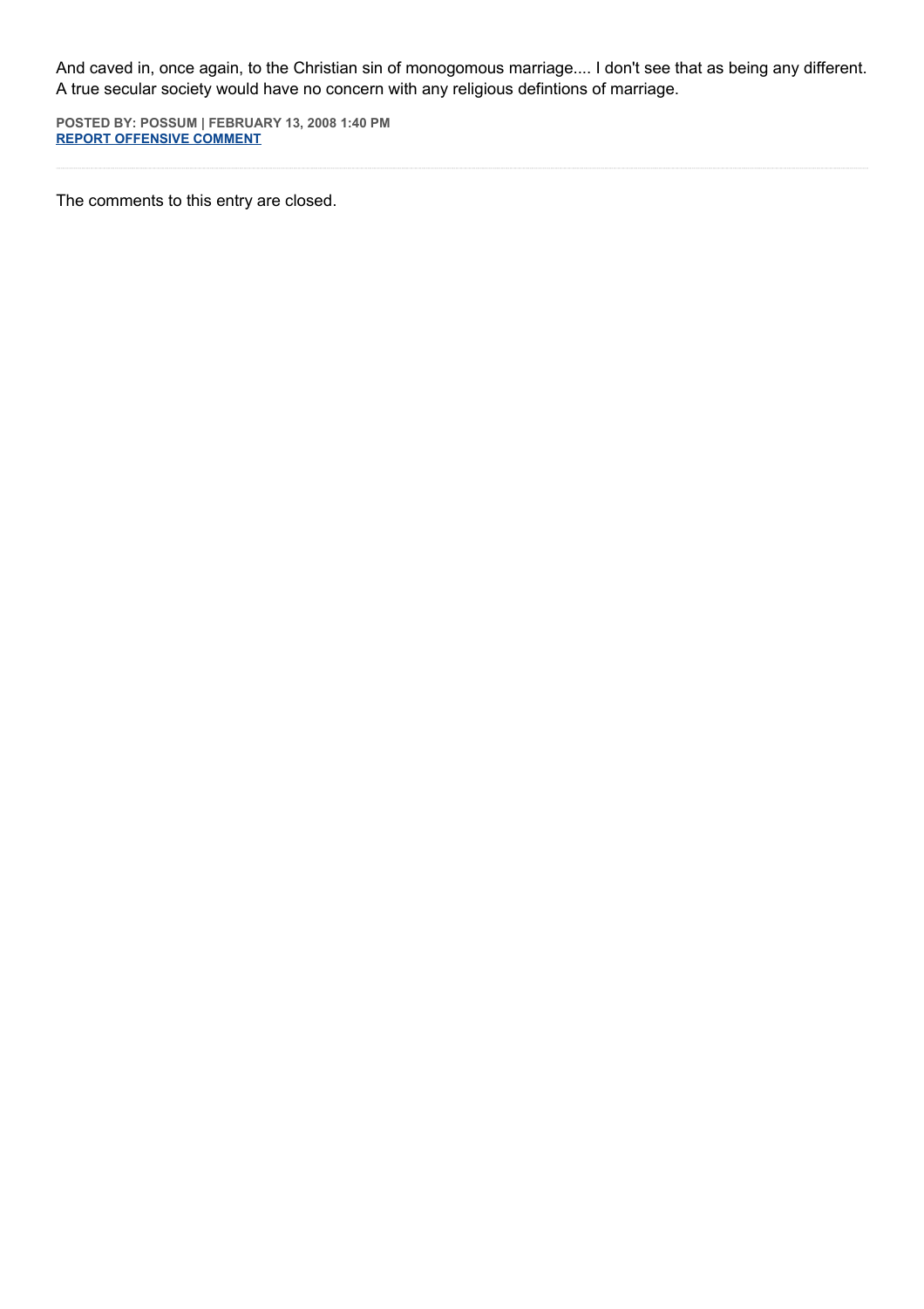And caved in, once again, to the Christian sin of monogomous marriage.... I don't see that as being any different. A true secular society would have no concern with any religious defintions of marriage.

**POSTED BY: POSSUM | FEBRUARY 13, 2008 1:40 PM**
**REPORT OFFENSIVE COMMENT**

---

The comments to this entry are closed.